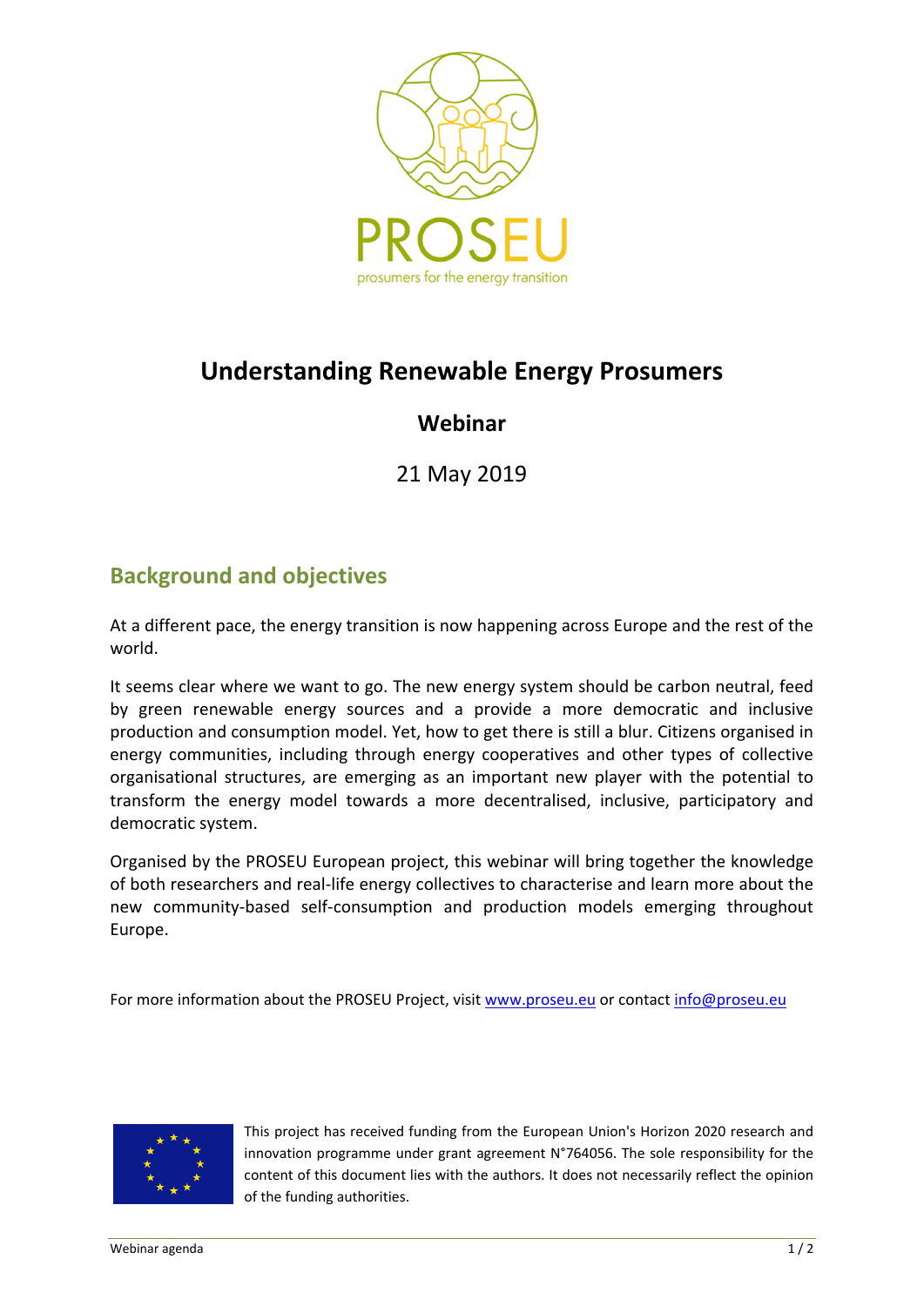PROSEU

prosumers for the energy transition

# Understanding Renewable Energy Prosumers

## Webinar

21 May 2019

## Background and objectives

At a different pace, the energy transition is now happening across Europe and the rest of the world.

It seems clear where we want to go. The new energy system should be carbon neutral, feed by green renewable energy sources and a provide a more democratic and inclusive production and consumption model. Yet, how to get there is still a blur. Citizens organised in energy communities, including through energy cooperatives and other types of collective organisational structures, are emerging as an important new player with the potential to transform the energy model towards a more decentralised, inclusive, participatory and democratic system.

Organised by the PROSEU European project, this webinar will bring together the knowledge of both researchers and real-life energy collectives to characterise and learn more about the new community-based self-consumption and production models emerging throughout Europe.

For more information about the PROSEU Project, visit www.proseu.eu or contact info@proseu.eu

This project has received funding from the European Union's Horizon 2020 research and innovation programme under grant agreement N°764056. The sole responsibility for the content of this document lies with the authors. It does not necessarily reflect the opinion of the funding authorities.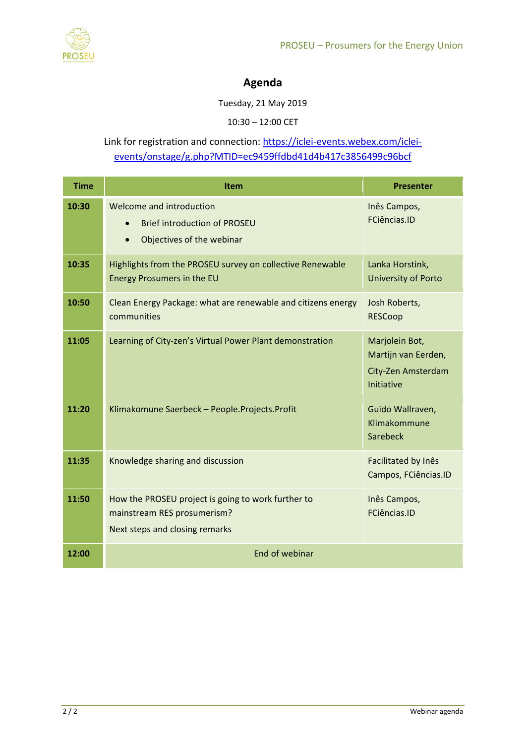# Agenda

Tuesday, 21 May 2019

10:30 – 12:00 CET

Link for registration and connection: https://iclei-events.webex.com/iclei-events/onstage/g.php?MTID=ec9459ffdbd41d4b417c3856499c96bcf

| Time | Item | Presenter |
|---|---|---|
| **10:30** | Welcome and introduction<br>• Brief introduction of PROSEU<br>• Objectives of the webinar | Inês Campos, FCiências.ID |
| **10:35** | Highlights from the PROSEU survey on collective Renewable Energy Prosumers in the EU | Lanka Horstink, University of Porto |
| **10:50** | Clean Energy Package: what are renewable and citizens energy communities | Josh Roberts, RESCoop |
| **11:05** | Learning of City-zen's Virtual Power Plant demonstration | Marjolein Bot, Martijn van Eerden, City-Zen Amsterdam Initiative |
| **11:20** | Klimakomune Saerbeck – People.Projects.Profit | Guido Wallraven, Klimakommune Sarebeck |
| **11:35** | Knowledge sharing and discussion | Facilitated by Inês Campos, FCiências.ID |
| **11:50** | How the PROSEU project is going to work further to mainstream RES prosumerism?<br>Next steps and closing remarks | Inês Campos, FCiências.ID |
| **12:00** | End of webinar | |